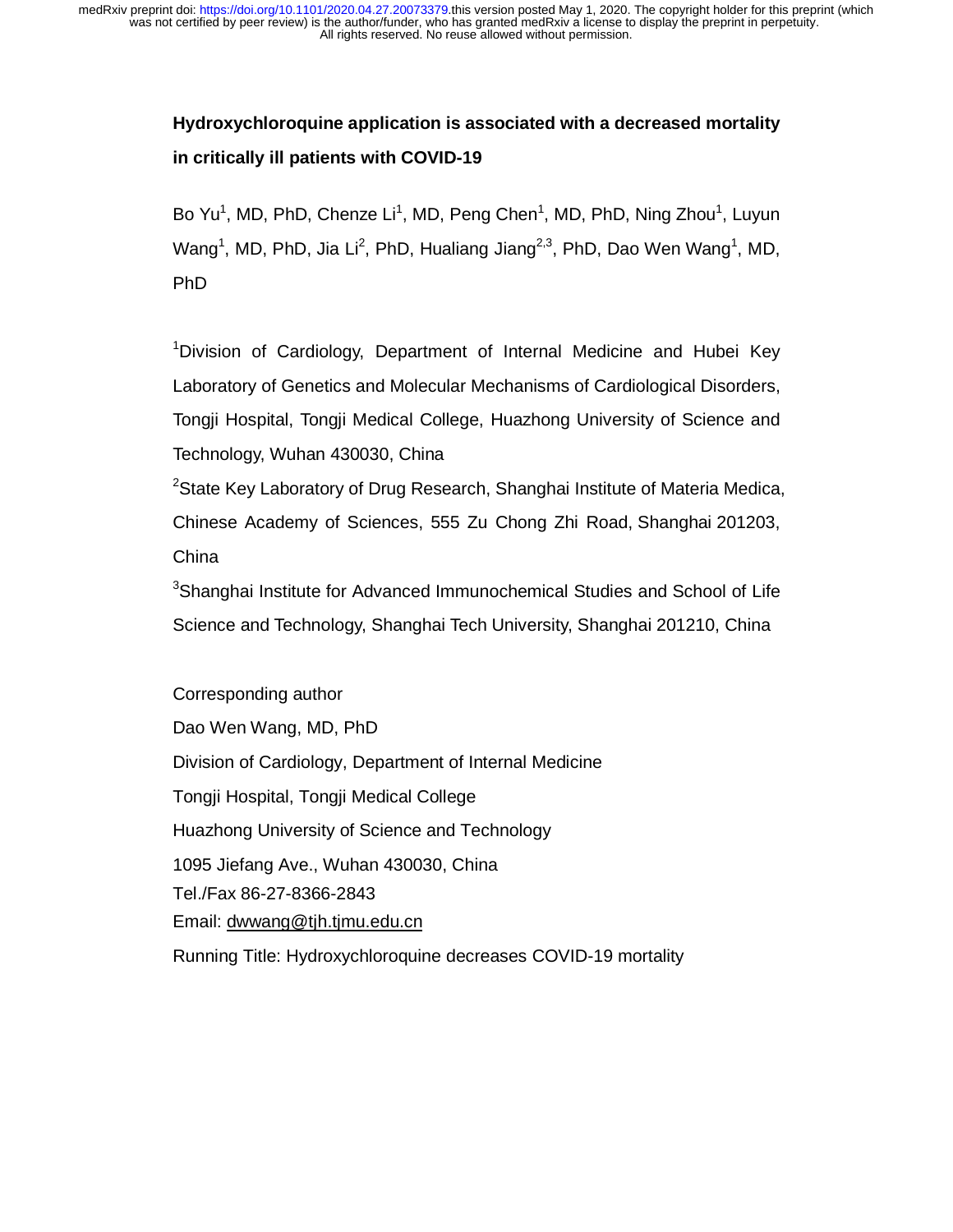# Hydroxychloroquine application is associated with a decreased mortality in critically ill patients with COVID-19

Bo Yu[1], MD, PhD, Chenze Li[1], MD, Peng Chen[1], MD, PhD, Ning Zhou[1], Luyun Wang[1], MD, PhD, Jia Li[2], PhD, Hualiang Jiang[2,3], PhD, Dao Wen Wang[1], MD, PhD

[1]Division of Cardiology, Department of Internal Medicine and Hubei Key Laboratory of Genetics and Molecular Mechanisms of Cardiological Disorders, Tongji Hospital, Tongji Medical College, Huazhong University of Science and Technology, Wuhan 430030, China

[2]State Key Laboratory of Drug Research, Shanghai Institute of Materia Medica, Chinese Academy of Sciences, 555 Zu Chong Zhi Road, Shanghai 201203, China

[3]Shanghai Institute for Advanced Immunochemical Studies and School of Life Science and Technology, Shanghai Tech University, Shanghai 201210, China

Corresponding author

Dao Wen Wang, MD, PhD

Division of Cardiology, Department of Internal Medicine

Tongji Hospital, Tongji Medical College

Huazhong University of Science and Technology

1095 Jiefang Ave., Wuhan 430030, China

Tel./Fax 86-27-8366-2843

Email: dwwang@tjh.tjmu.edu.cn

Running Title: Hydroxychloroquine decreases COVID-19 mortality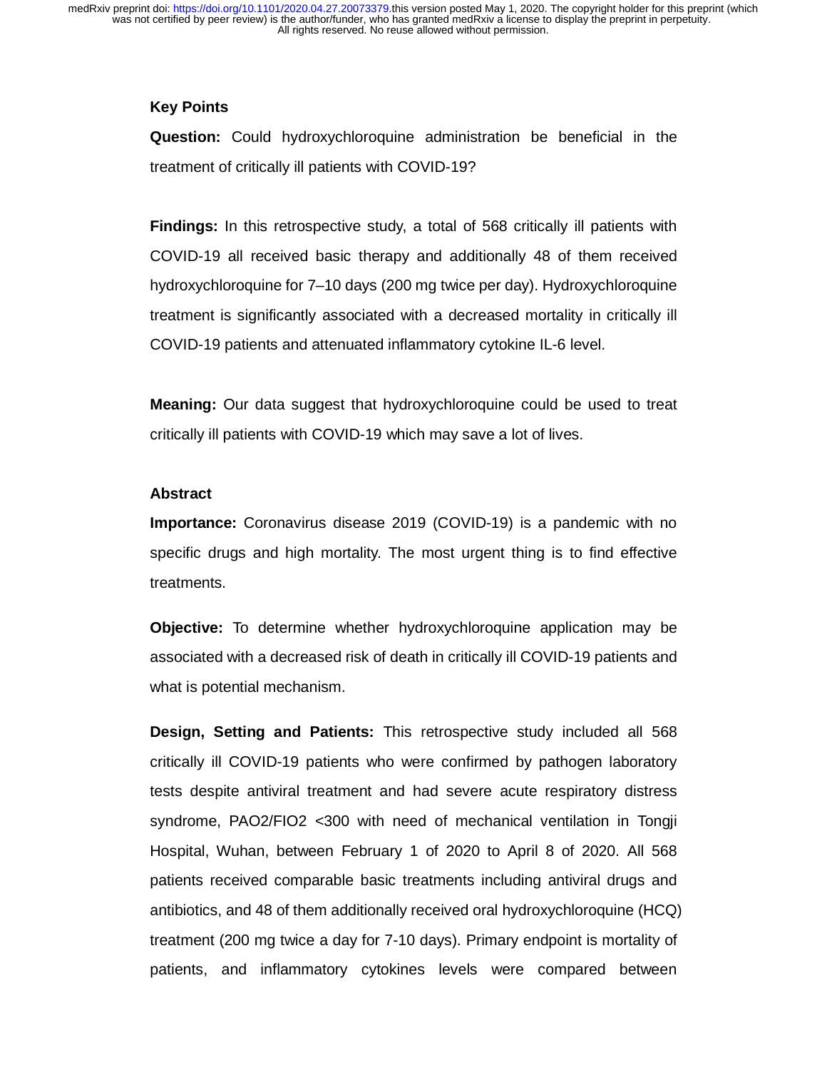## Key Points

**Question:** Could hydroxychloroquine administration be beneficial in the treatment of critically ill patients with COVID-19?

**Findings:** In this retrospective study, a total of 568 critically ill patients with COVID-19 all received basic therapy and additionally 48 of them received hydroxychloroquine for 7–10 days (200 mg twice per day). Hydroxychloroquine treatment is significantly associated with a decreased mortality in critically ill COVID-19 patients and attenuated inflammatory cytokine IL-6 level.

**Meaning:** Our data suggest that hydroxychloroquine could be used to treat critically ill patients with COVID-19 which may save a lot of lives.

## Abstract

**Importance:** Coronavirus disease 2019 (COVID-19) is a pandemic with no specific drugs and high mortality. The most urgent thing is to find effective treatments.

**Objective:** To determine whether hydroxychloroquine application may be associated with a decreased risk of death in critically ill COVID-19 patients and what is potential mechanism.

**Design, Setting and Patients:** This retrospective study included all 568 critically ill COVID-19 patients who were confirmed by pathogen laboratory tests despite antiviral treatment and had severe acute respiratory distress syndrome, PAO2/FIO2 <300 with need of mechanical ventilation in Tongji Hospital, Wuhan, between February 1 of 2020 to April 8 of 2020. All 568 patients received comparable basic treatments including antiviral drugs and antibiotics, and 48 of them additionally received oral hydroxychloroquine (HCQ) treatment (200 mg twice a day for 7-10 days). Primary endpoint is mortality of patients, and inflammatory cytokines levels were compared between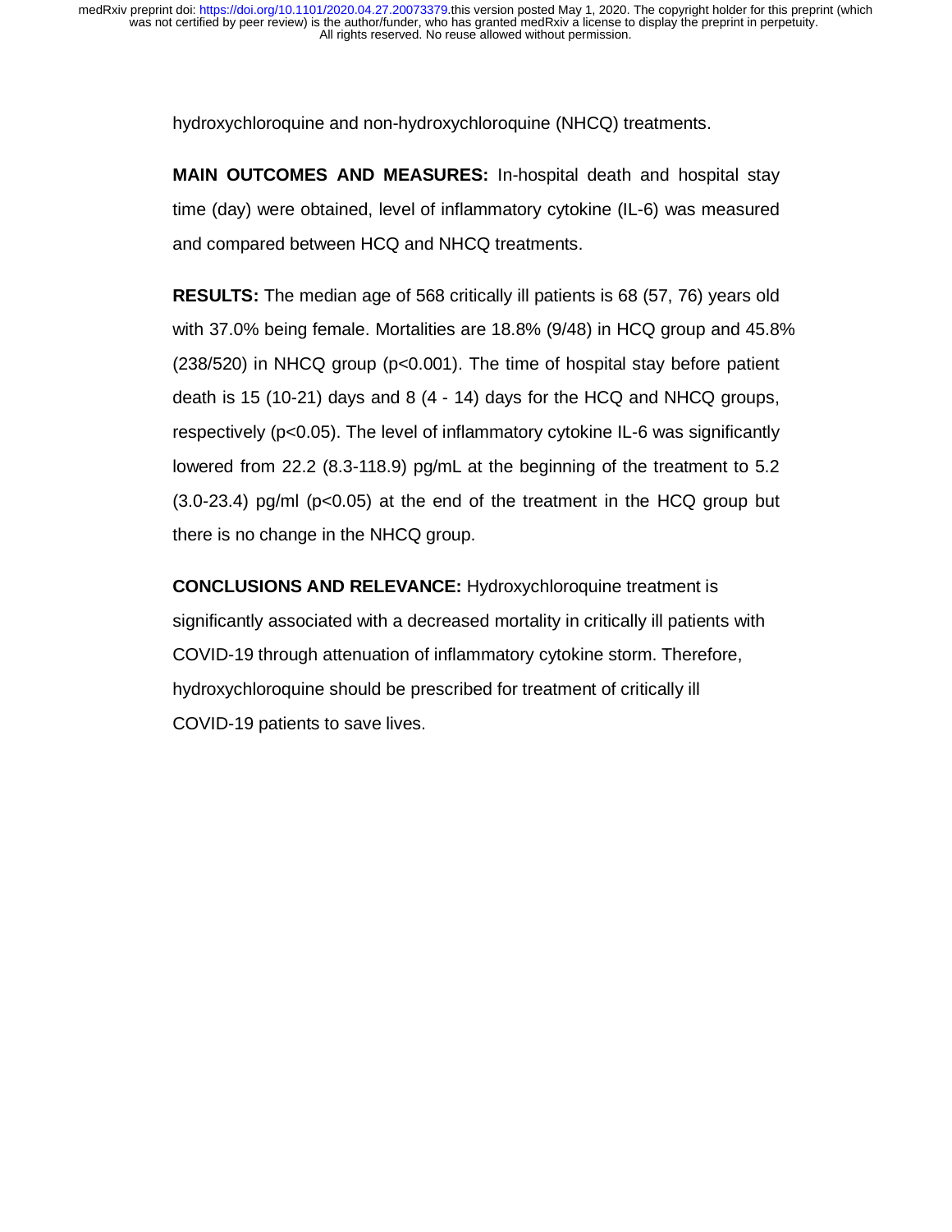hydroxychloroquine and non-hydroxychloroquine (NHCQ) treatments.

**MAIN OUTCOMES AND MEASURES:** In-hospital death and hospital stay time (day) were obtained, level of inflammatory cytokine (IL-6) was measured and compared between HCQ and NHCQ treatments.

**RESULTS:** The median age of 568 critically ill patients is 68 (57, 76) years old with 37.0% being female. Mortalities are 18.8% (9/48) in HCQ group and 45.8% (238/520) in NHCQ group ($p<0.001$). The time of hospital stay before patient death is 15 (10-21) days and 8 (4 - 14) days for the HCQ and NHCQ groups, respectively ($p<0.05$). The level of inflammatory cytokine IL-6 was significantly lowered from 22.2 (8.3-118.9) pg/mL at the beginning of the treatment to 5.2 (3.0-23.4) pg/ml ($p<0.05$) at the end of the treatment in the HCQ group but there is no change in the NHCQ group.

**CONCLUSIONS AND RELEVANCE:** Hydroxychloroquine treatment is significantly associated with a decreased mortality in critically ill patients with COVID-19 through attenuation of inflammatory cytokine storm. Therefore, hydroxychloroquine should be prescribed for treatment of critically ill COVID-19 patients to save lives.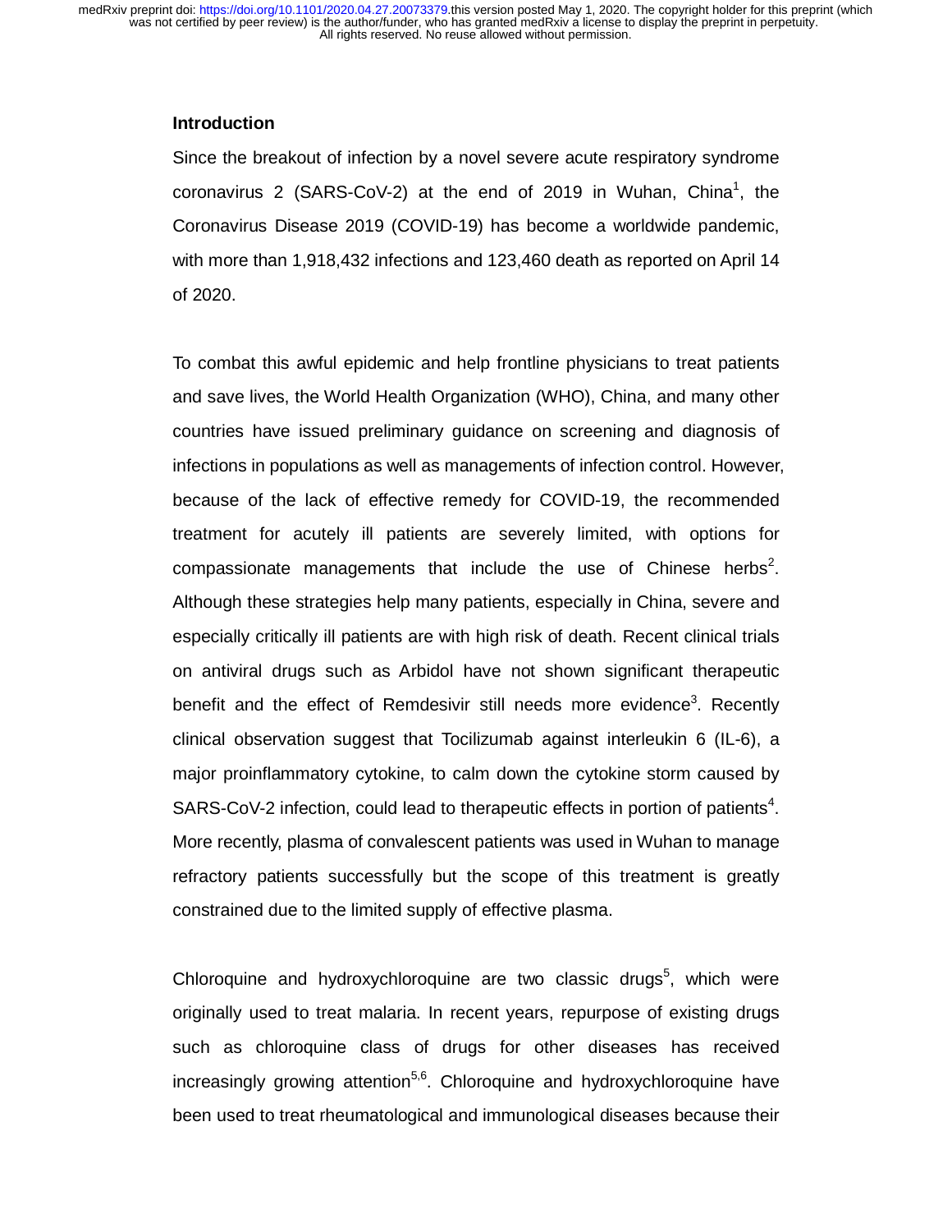## Introduction

Since the breakout of infection by a novel severe acute respiratory syndrome coronavirus 2 (SARS-CoV-2) at the end of 2019 in Wuhan, China[1], the Coronavirus Disease 2019 (COVID-19) has become a worldwide pandemic, with more than 1,918,432 infections and 123,460 death as reported on April 14 of 2020.

To combat this awful epidemic and help frontline physicians to treat patients and save lives, the World Health Organization (WHO), China, and many other countries have issued preliminary guidance on screening and diagnosis of infections in populations as well as managements of infection control. However, because of the lack of effective remedy for COVID-19, the recommended treatment for acutely ill patients are severely limited, with options for compassionate managements that include the use of Chinese herbs[2]. Although these strategies help many patients, especially in China, severe and especially critically ill patients are with high risk of death. Recent clinical trials on antiviral drugs such as Arbidol have not shown significant therapeutic benefit and the effect of Remdesivir still needs more evidence[3]. Recently clinical observation suggest that Tocilizumab against interleukin 6 (IL-6), a major proinflammatory cytokine, to calm down the cytokine storm caused by SARS-CoV-2 infection, could lead to therapeutic effects in portion of patients[4]. More recently, plasma of convalescent patients was used in Wuhan to manage refractory patients successfully but the scope of this treatment is greatly constrained due to the limited supply of effective plasma.

Chloroquine and hydroxychloroquine are two classic drugs[5], which were originally used to treat malaria. In recent years, repurpose of existing drugs such as chloroquine class of drugs for other diseases has received increasingly growing attention[5,6]. Chloroquine and hydroxychloroquine have been used to treat rheumatological and immunological diseases because their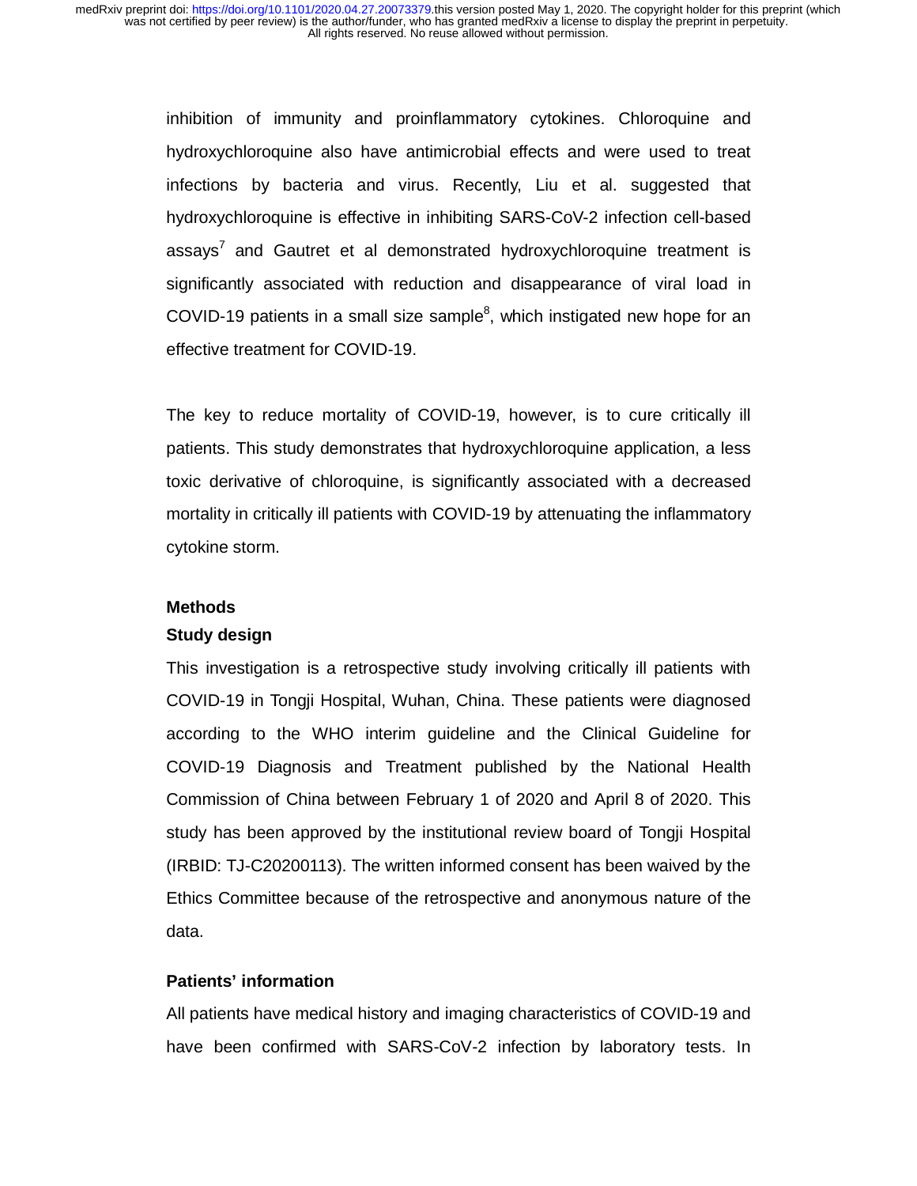inhibition of immunity and proinflammatory cytokines. Chloroquine and hydroxychloroquine also have antimicrobial effects and were used to treat infections by bacteria and virus. Recently, Liu et al. suggested that hydroxychloroquine is effective in inhibiting SARS-CoV-2 infection cell-based assays[7] and Gautret et al demonstrated hydroxychloroquine treatment is significantly associated with reduction and disappearance of viral load in COVID-19 patients in a small size sample[8], which instigated new hope for an effective treatment for COVID-19.

The key to reduce mortality of COVID-19, however, is to cure critically ill patients. This study demonstrates that hydroxychloroquine application, a less toxic derivative of chloroquine, is significantly associated with a decreased mortality in critically ill patients with COVID-19 by attenuating the inflammatory cytokine storm.

## Methods

### Study design

This investigation is a retrospective study involving critically ill patients with COVID-19 in Tongji Hospital, Wuhan, China. These patients were diagnosed according to the WHO interim guideline and the Clinical Guideline for COVID-19 Diagnosis and Treatment published by the National Health Commission of China between February 1 of 2020 and April 8 of 2020. This study has been approved by the institutional review board of Tongji Hospital (IRBID: TJ-C20200113). The written informed consent has been waived by the Ethics Committee because of the retrospective and anonymous nature of the data.

### Patients' information

All patients have medical history and imaging characteristics of COVID-19 and have been confirmed with SARS-CoV-2 infection by laboratory tests. In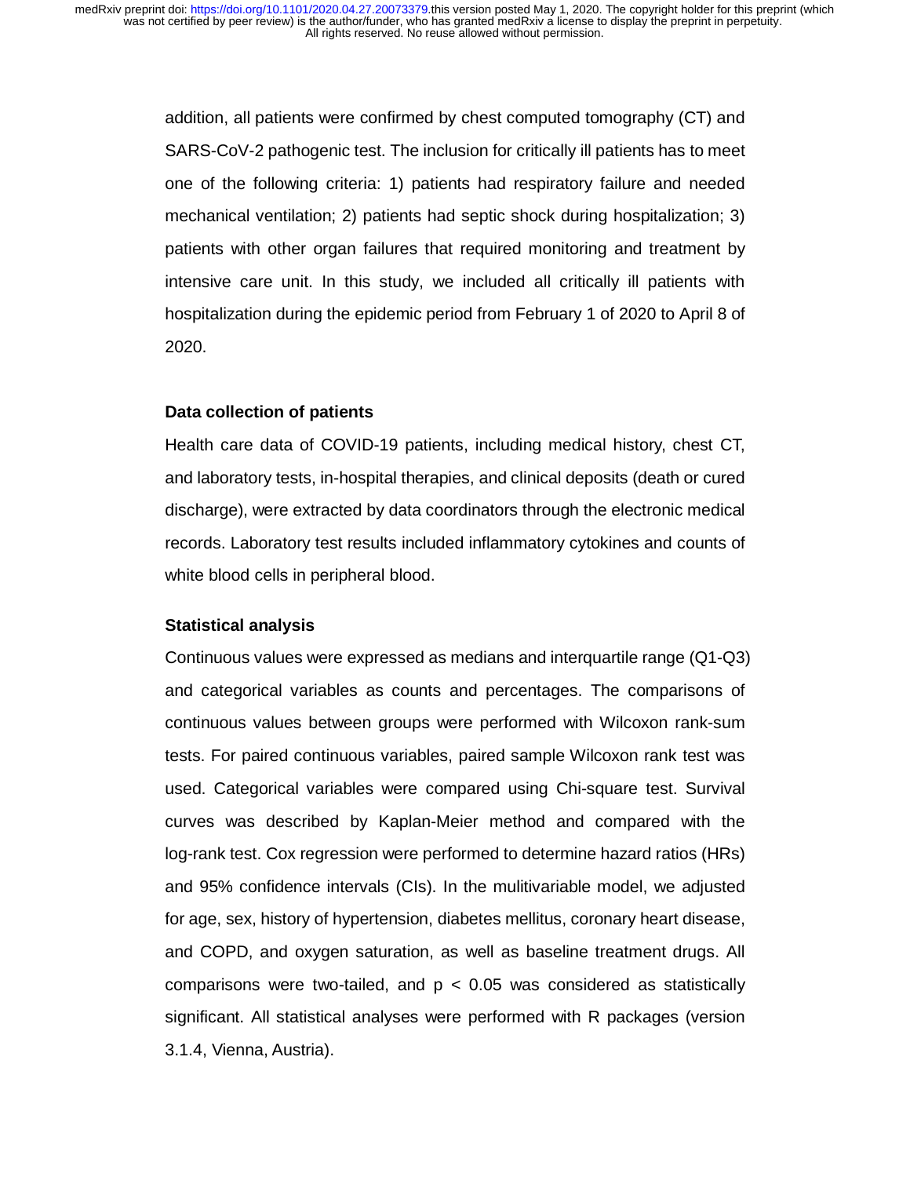addition, all patients were confirmed by chest computed tomography (CT) and SARS-CoV-2 pathogenic test. The inclusion for critically ill patients has to meet one of the following criteria: 1) patients had respiratory failure and needed mechanical ventilation; 2) patients had septic shock during hospitalization; 3) patients with other organ failures that required monitoring and treatment by intensive care unit. In this study, we included all critically ill patients with hospitalization during the epidemic period from February 1 of 2020 to April 8 of 2020.

### Data collection of patients

Health care data of COVID-19 patients, including medical history, chest CT, and laboratory tests, in-hospital therapies, and clinical deposits (death or cured discharge), were extracted by data coordinators through the electronic medical records. Laboratory test results included inflammatory cytokines and counts of white blood cells in peripheral blood.

### Statistical analysis

Continuous values were expressed as medians and interquartile range (Q1-Q3) and categorical variables as counts and percentages. The comparisons of continuous values between groups were performed with Wilcoxon rank-sum tests. For paired continuous variables, paired sample Wilcoxon rank test was used. Categorical variables were compared using Chi-square test. Survival curves was described by Kaplan-Meier method and compared with the log-rank test. Cox regression were performed to determine hazard ratios (HRs) and 95% confidence intervals (CIs). In the mulitivariable model, we adjusted for age, sex, history of hypertension, diabetes mellitus, coronary heart disease, and COPD, and oxygen saturation, as well as baseline treatment drugs. All comparisons were two-tailed, and $p < 0.05$ was considered as statistically significant. All statistical analyses were performed with R packages (version 3.1.4, Vienna, Austria).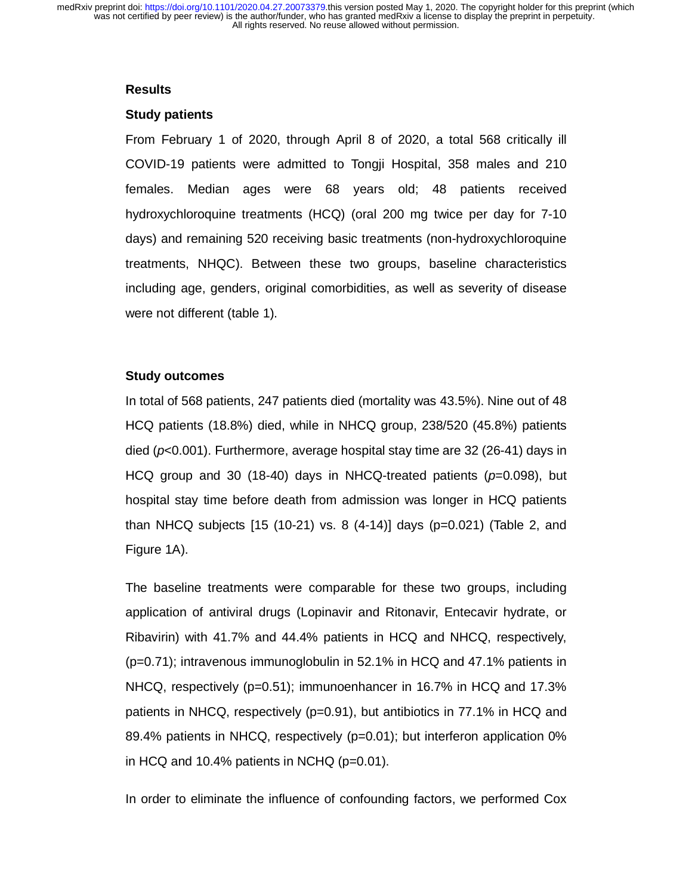## Results

### Study patients

From February 1 of 2020, through April 8 of 2020, a total 568 critically ill COVID-19 patients were admitted to Tongji Hospital, 358 males and 210 females. Median ages were 68 years old; 48 patients received hydroxychloroquine treatments (HCQ) (oral 200 mg twice per day for 7-10 days) and remaining 520 receiving basic treatments (non-hydroxychloroquine treatments, NHQC). Between these two groups, baseline characteristics including age, genders, original comorbidities, as well as severity of disease were not different (table 1).

### Study outcomes

In total of 568 patients, 247 patients died (mortality was 43.5%). Nine out of 48 HCQ patients (18.8%) died, while in NHCQ group, 238/520 (45.8%) patients died ($p$<0.001). Furthermore, average hospital stay time are 32 (26-41) days in HCQ group and 30 (18-40) days in NHCQ-treated patients ($p$=0.098), but hospital stay time before death from admission was longer in HCQ patients than NHCQ subjects [15 (10-21) vs. 8 (4-14)] days (p=0.021) (Table 2, and Figure 1A).

The baseline treatments were comparable for these two groups, including application of antiviral drugs (Lopinavir and Ritonavir, Entecavir hydrate, or Ribavirin) with 41.7% and 44.4% patients in HCQ and NHCQ, respectively, (p=0.71); intravenous immunoglobulin in 52.1% in HCQ and 47.1% patients in NHCQ, respectively (p=0.51); immunoenhancer in 16.7% in HCQ and 17.3% patients in NHCQ, respectively (p=0.91), but antibiotics in 77.1% in HCQ and 89.4% patients in NHCQ, respectively (p=0.01); but interferon application 0% in HCQ and 10.4% patients in NCHQ (p=0.01).

In order to eliminate the influence of confounding factors, we performed Cox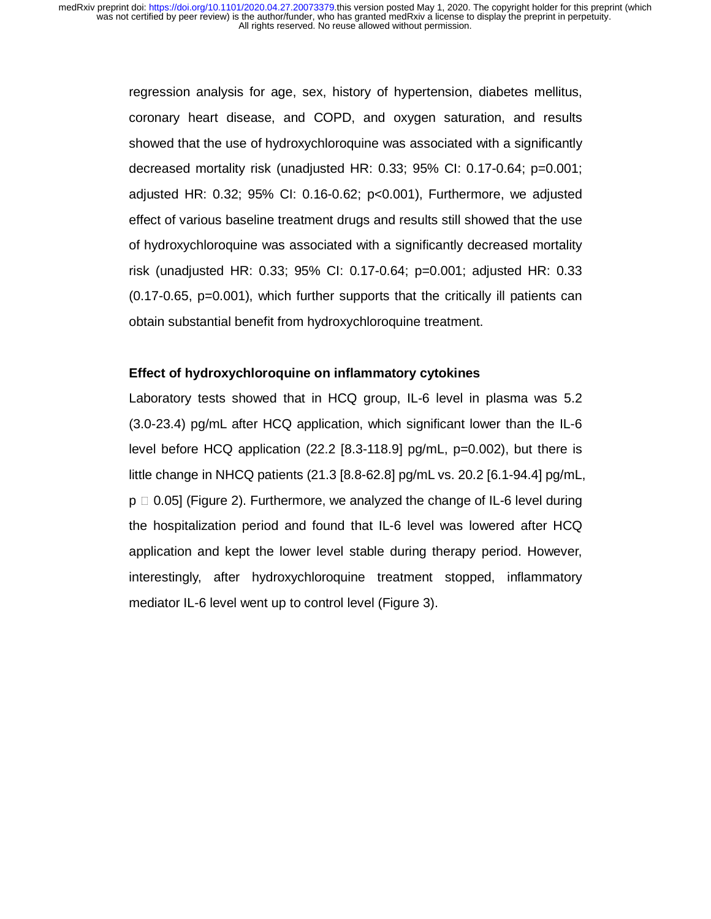regression analysis for age, sex, history of hypertension, diabetes mellitus, coronary heart disease, and COPD, and oxygen saturation, and results showed that the use of hydroxychloroquine was associated with a significantly decreased mortality risk (unadjusted HR: 0.33; 95% CI: 0.17-0.64; p=0.001; adjusted HR: 0.32; 95% CI: 0.16-0.62; p<0.001), Furthermore, we adjusted effect of various baseline treatment drugs and results still showed that the use of hydroxychloroquine was associated with a significantly decreased mortality risk (unadjusted HR: 0.33; 95% CI: 0.17-0.64; p=0.001; adjusted HR: 0.33 (0.17-0.65, p=0.001), which further supports that the critically ill patients can obtain substantial benefit from hydroxychloroquine treatment.

**Effect of hydroxychloroquine on inflammatory cytokines**

Laboratory tests showed that in HCQ group, IL-6 level in plasma was 5.2 (3.0-23.4) pg/mL after HCQ application, which significant lower than the IL-6 level before HCQ application (22.2 [8.3-118.9] pg/mL, p=0.002), but there is little change in NHCQ patients (21.3 [8.8-62.8] pg/mL vs. 20.2 [6.1-94.4] pg/mL, p  0.05] (Figure 2). Furthermore, we analyzed the change of IL-6 level during the hospitalization period and found that IL-6 level was lowered after HCQ application and kept the lower level stable during therapy period. However, interestingly, after hydroxychloroquine treatment stopped, inflammatory mediator IL-6 level went up to control level (Figure 3).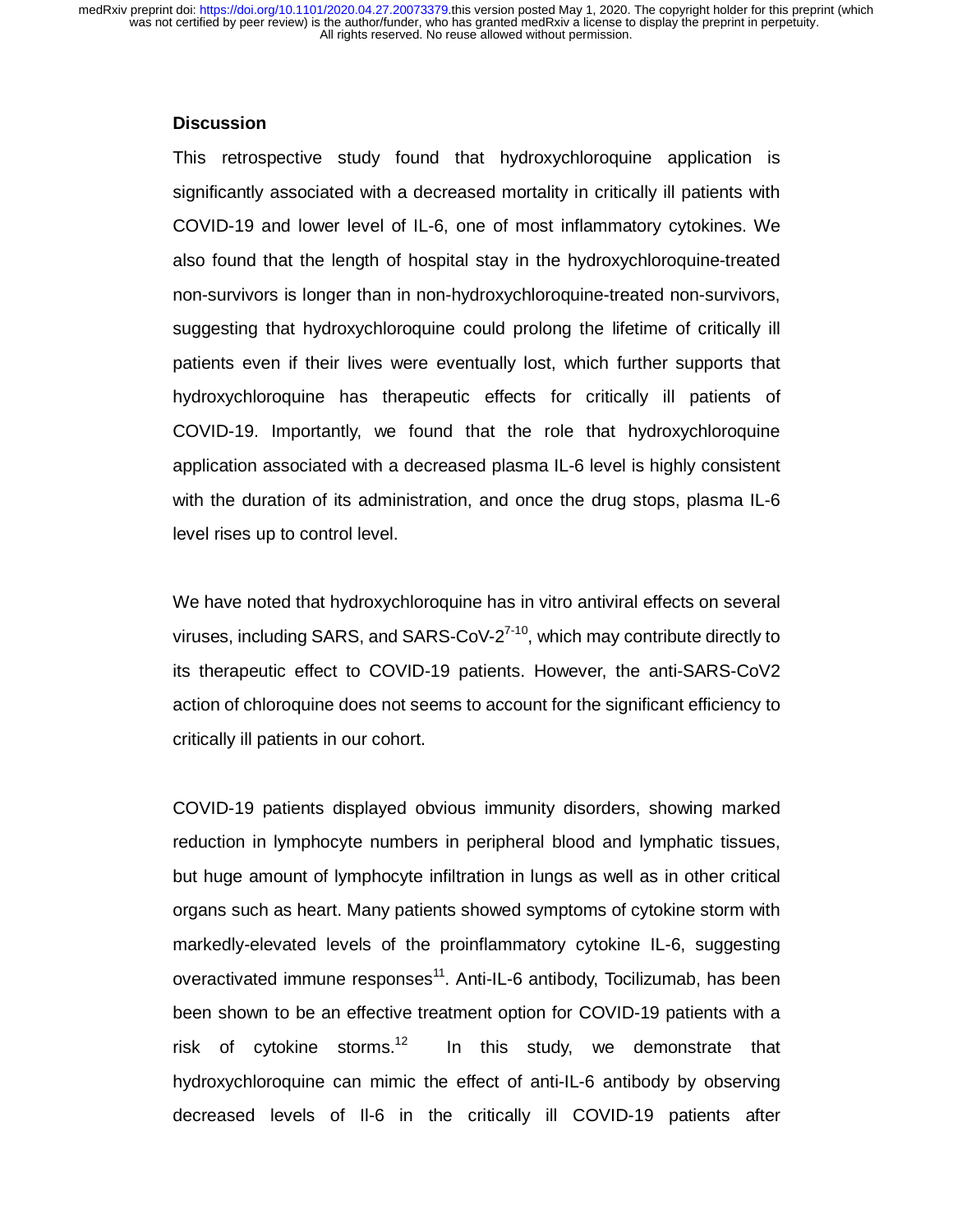## Discussion

This retrospective study found that hydroxychloroquine application is significantly associated with a decreased mortality in critically ill patients with COVID-19 and lower level of IL-6, one of most inflammatory cytokines. We also found that the length of hospital stay in the hydroxychloroquine-treated non-survivors is longer than in non-hydroxychloroquine-treated non-survivors, suggesting that hydroxychloroquine could prolong the lifetime of critically ill patients even if their lives were eventually lost, which further supports that hydroxychloroquine has therapeutic effects for critically ill patients of COVID-19. Importantly, we found that the role that hydroxychloroquine application associated with a decreased plasma IL-6 level is highly consistent with the duration of its administration, and once the drug stops, plasma IL-6 level rises up to control level.

We have noted that hydroxychloroquine has in vitro antiviral effects on several viruses, including SARS, and SARS-CoV-2[7-10], which may contribute directly to its therapeutic effect to COVID-19 patients. However, the anti-SARS-CoV2 action of chloroquine does not seems to account for the significant efficiency to critically ill patients in our cohort.

COVID-19 patients displayed obvious immunity disorders, showing marked reduction in lymphocyte numbers in peripheral blood and lymphatic tissues, but huge amount of lymphocyte infiltration in lungs as well as in other critical organs such as heart. Many patients showed symptoms of cytokine storm with markedly-elevated levels of the proinflammatory cytokine IL-6, suggesting overactivated immune responses[11]. Anti-IL-6 antibody, Tocilizumab, has been been shown to be an effective treatment option for COVID-19 patients with a risk of cytokine storms.[12] In this study, we demonstrate that hydroxychloroquine can mimic the effect of anti-IL-6 antibody by observing decreased levels of Il-6 in the critically ill COVID-19 patients after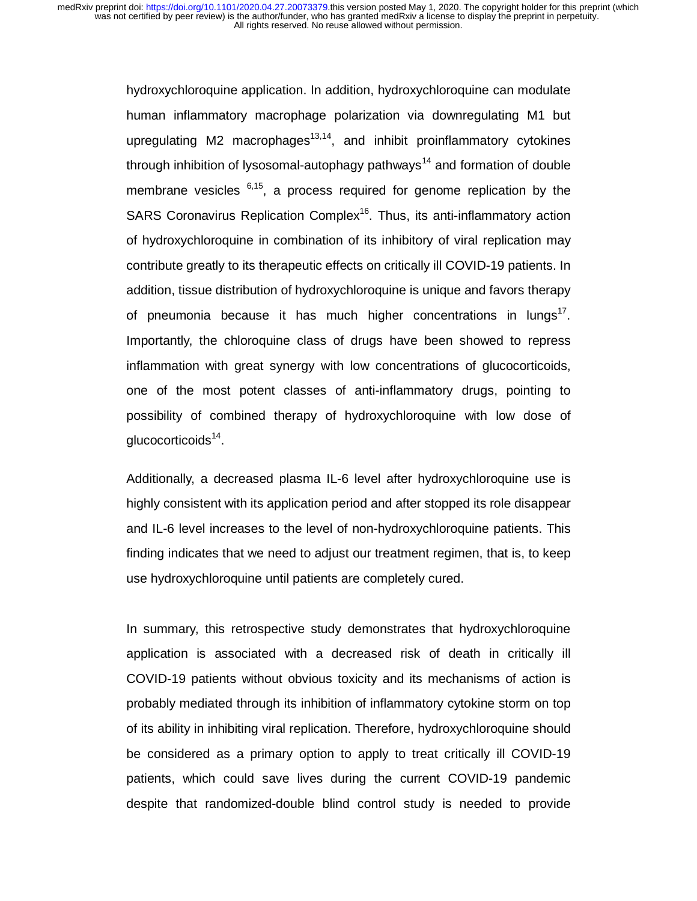hydroxychloroquine application. In addition, hydroxychloroquine can modulate human inflammatory macrophage polarization via downregulating M1 but upregulating M2 macrophages[13,14], and inhibit proinflammatory cytokines through inhibition of lysosomal-autophagy pathways[14] and formation of double membrane vesicles [6,15], a process required for genome replication by the SARS Coronavirus Replication Complex[16]. Thus, its anti-inflammatory action of hydroxychloroquine in combination of its inhibitory of viral replication may contribute greatly to its therapeutic effects on critically ill COVID-19 patients. In addition, tissue distribution of hydroxychloroquine is unique and favors therapy of pneumonia because it has much higher concentrations in lungs[17]. Importantly, the chloroquine class of drugs have been showed to repress inflammation with great synergy with low concentrations of glucocorticoids, one of the most potent classes of anti-inflammatory drugs, pointing to possibility of combined therapy of hydroxychloroquine with low dose of glucocorticoids[14].

Additionally, a decreased plasma IL-6 level after hydroxychloroquine use is highly consistent with its application period and after stopped its role disappear and IL-6 level increases to the level of non-hydroxychloroquine patients. This finding indicates that we need to adjust our treatment regimen, that is, to keep use hydroxychloroquine until patients are completely cured.

In summary, this retrospective study demonstrates that hydroxychloroquine application is associated with a decreased risk of death in critically ill COVID-19 patients without obvious toxicity and its mechanisms of action is probably mediated through its inhibition of inflammatory cytokine storm on top of its ability in inhibiting viral replication. Therefore, hydroxychloroquine should be considered as a primary option to apply to treat critically ill COVID-19 patients, which could save lives during the current COVID-19 pandemic despite that randomized-double blind control study is needed to provide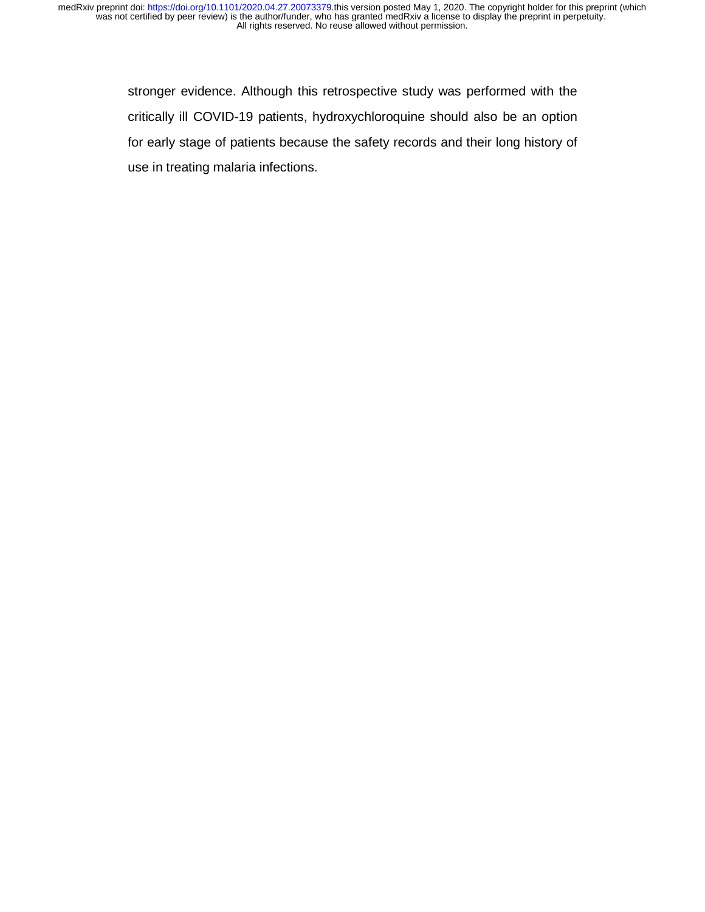stronger evidence. Although this retrospective study was performed with the critically ill COVID-19 patients, hydroxychloroquine should also be an option for early stage of patients because the safety records and their long history of use in treating malaria infections.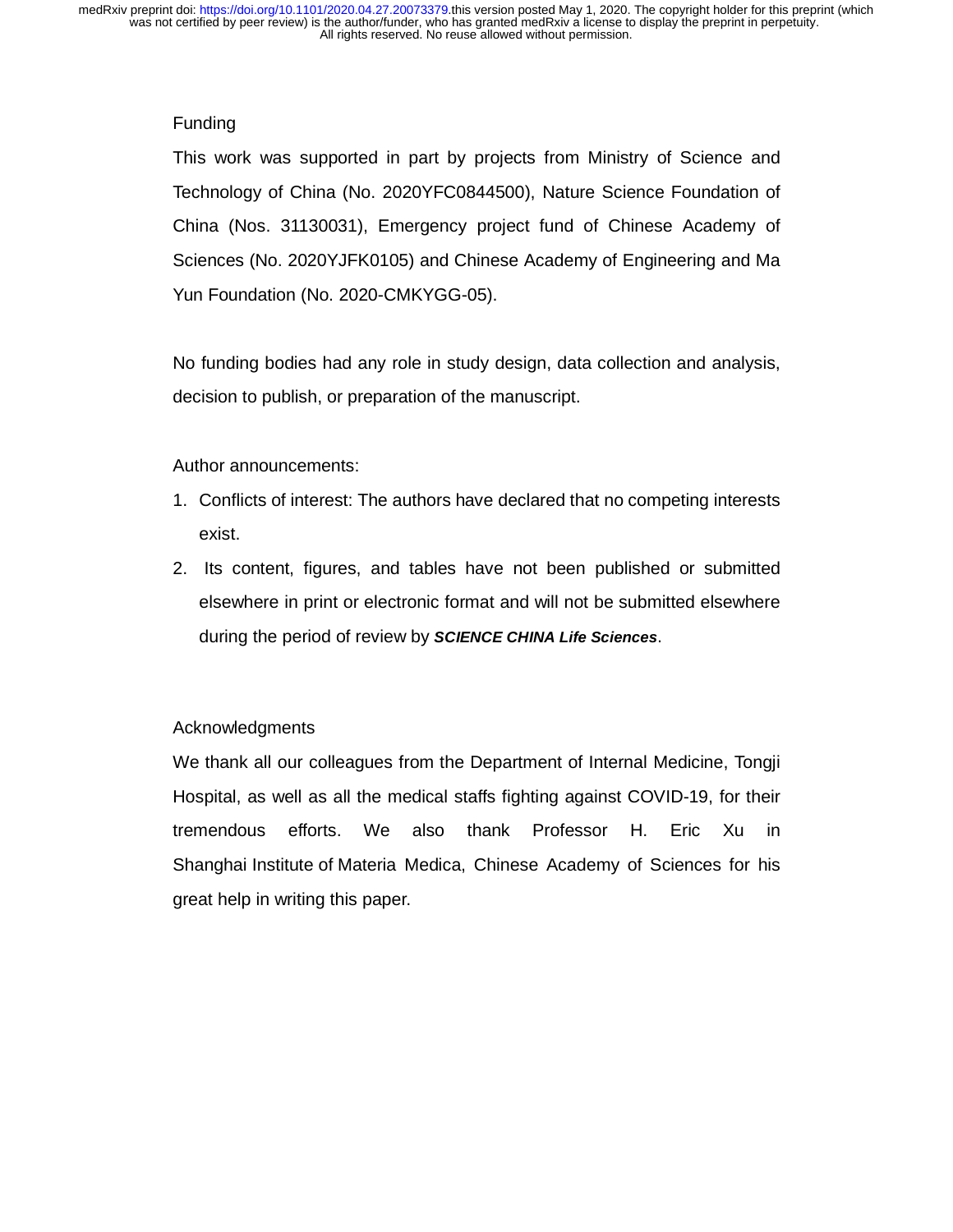## Funding

This work was supported in part by projects from Ministry of Science and Technology of China (No. 2020YFC0844500), Nature Science Foundation of China (Nos. 31130031), Emergency project fund of Chinese Academy of Sciences (No. 2020YJFK0105) and Chinese Academy of Engineering and Ma Yun Foundation (No. 2020-CMKYGG-05).

No funding bodies had any role in study design, data collection and analysis, decision to publish, or preparation of the manuscript.

Author announcements:

1. Conflicts of interest: The authors have declared that no competing interests exist.
2. Its content, figures, and tables have not been published or submitted elsewhere in print or electronic format and will not be submitted elsewhere during the period of review by ***SCIENCE CHINA Life Sciences***.

## Acknowledgments

We thank all our colleagues from the Department of Internal Medicine, Tongji Hospital, as well as all the medical staffs fighting against COVID-19, for their tremendous efforts. We also thank Professor H. Eric Xu in Shanghai Institute of Materia Medica, Chinese Academy of Sciences for his great help in writing this paper.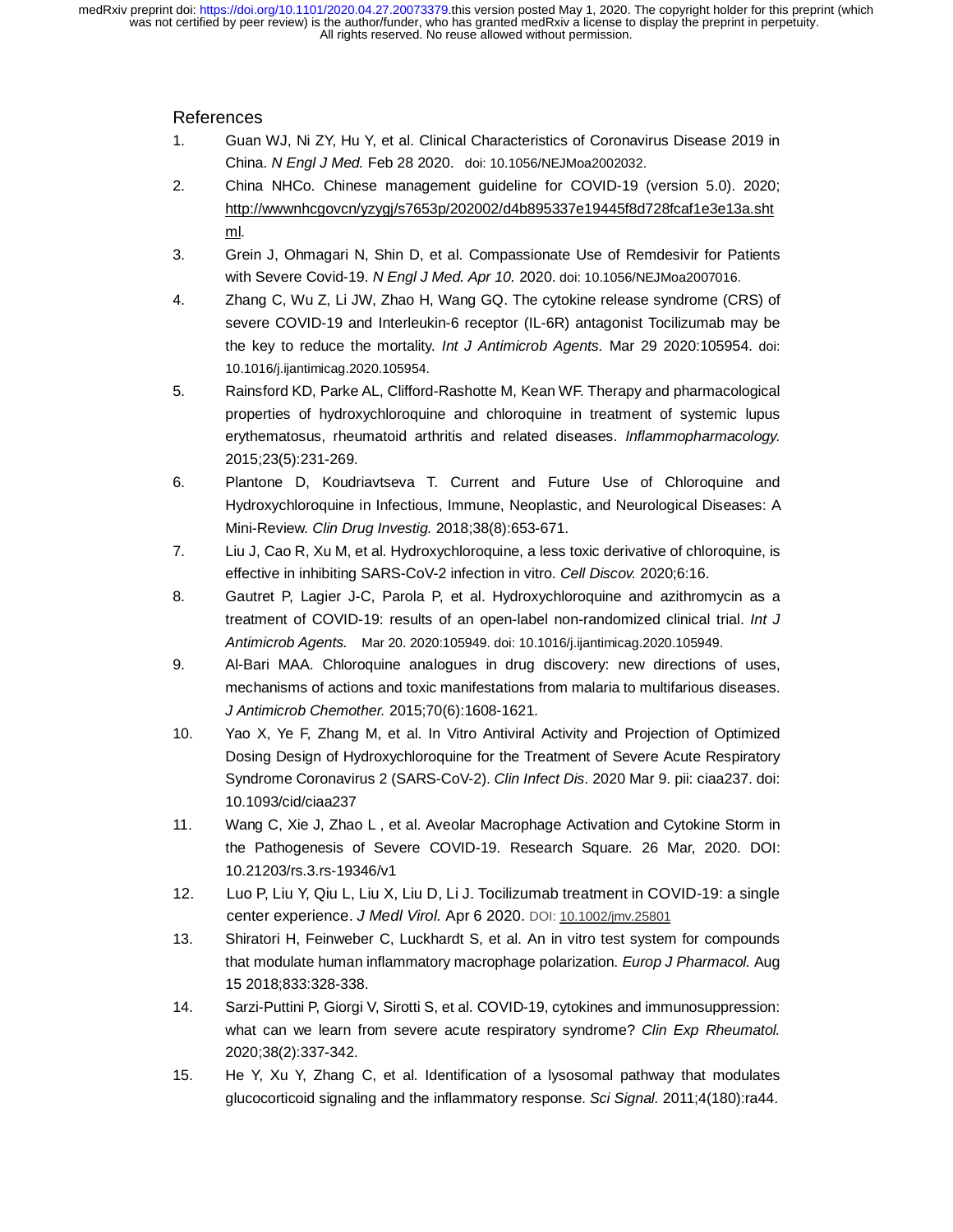## References

1. Guan WJ, Ni ZY, Hu Y, et al. Clinical Characteristics of Coronavirus Disease 2019 in China. *N Engl J Med.* Feb 28 2020. doi: 10.1056/NEJMoa2002032.
2. China NHCo. Chinese management guideline for COVID-19 (version 5.0). 2020; http://wwwnhcgovcn/yzygj/s7653p/202002/d4b895337e19445f8d728fcaf1e3e13a.shtml.
3. Grein J, Ohmagari N, Shin D, et al. Compassionate Use of Remdesivir for Patients with Severe Covid-19. *N Engl J Med. Apr 10.* 2020. doi: 10.1056/NEJMoa2007016.
4. Zhang C, Wu Z, Li JW, Zhao H, Wang GQ. The cytokine release syndrome (CRS) of severe COVID-19 and Interleukin-6 receptor (IL-6R) antagonist Tocilizumab may be the key to reduce the mortality. *Int J Antimicrob Agents.* Mar 29 2020:105954. doi: 10.1016/j.ijantimicag.2020.105954.
5. Rainsford KD, Parke AL, Clifford-Rashotte M, Kean WF. Therapy and pharmacological properties of hydroxychloroquine and chloroquine in treatment of systemic lupus erythematosus, rheumatoid arthritis and related diseases. *Inflammopharmacology.* 2015;23(5):231-269.
6. Plantone D, Koudriavtseva T. Current and Future Use of Chloroquine and Hydroxychloroquine in Infectious, Immune, Neoplastic, and Neurological Diseases: A Mini-Review. *Clin Drug Investig.* 2018;38(8):653-671.
7. Liu J, Cao R, Xu M, et al. Hydroxychloroquine, a less toxic derivative of chloroquine, is effective in inhibiting SARS-CoV-2 infection in vitro. *Cell Discov.* 2020;6:16.
8. Gautret P, Lagier J-C, Parola P, et al. Hydroxychloroquine and azithromycin as a treatment of COVID-19: results of an open-label non-randomized clinical trial. *Int J Antimicrob Agents.* Mar 20. 2020:105949. doi: 10.1016/j.ijantimicag.2020.105949.
9. Al-Bari MAA. Chloroquine analogues in drug discovery: new directions of uses, mechanisms of actions and toxic manifestations from malaria to multifarious diseases. *J Antimicrob Chemother.* 2015;70(6):1608-1621.
10. Yao X, Ye F, Zhang M, et al. In Vitro Antiviral Activity and Projection of Optimized Dosing Design of Hydroxychloroquine for the Treatment of Severe Acute Respiratory Syndrome Coronavirus 2 (SARS-CoV-2). *Clin Infect Dis*. 2020 Mar 9. pii: ciaa237. doi: 10.1093/cid/ciaa237
11. Wang C, Xie J, Zhao L , et al. Aveolar Macrophage Activation and Cytokine Storm in the Pathogenesis of Severe COVID-19. Research Square. 26 Mar, 2020. DOI: 10.21203/rs.3.rs-19346/v1
12. Luo P, Liu Y, Qiu L, Liu X, Liu D, Li J. Tocilizumab treatment in COVID-19: a single center experience. *J Medl Virol.* Apr 6 2020. DOI: 10.1002/jmv.25801
13. Shiratori H, Feinweber C, Luckhardt S, et al. An in vitro test system for compounds that modulate human inflammatory macrophage polarization. *Europ J Pharmacol.* Aug 15 2018;833:328-338.
14. Sarzi-Puttini P, Giorgi V, Sirotti S, et al. COVID-19, cytokines and immunosuppression: what can we learn from severe acute respiratory syndrome? *Clin Exp Rheumatol.* 2020;38(2):337-342.
15. He Y, Xu Y, Zhang C, et al. Identification of a lysosomal pathway that modulates glucocorticoid signaling and the inflammatory response. *Sci Signal.* 2011;4(180):ra44.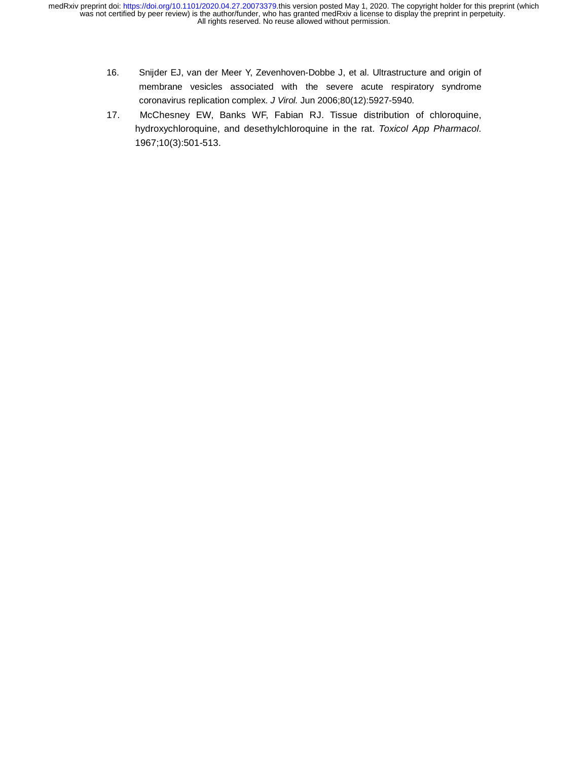16. Snijder EJ, van der Meer Y, Zevenhoven-Dobbe J, et al. Ultrastructure and origin of membrane vesicles associated with the severe acute respiratory syndrome coronavirus replication complex. *J Virol.* Jun 2006;80(12):5927-5940.
17. McChesney EW, Banks WF, Fabian RJ. Tissue distribution of chloroquine, hydroxychloroquine, and desethylchloroquine in the rat. *Toxicol App Pharmacol.* 1967;10(3):501-513.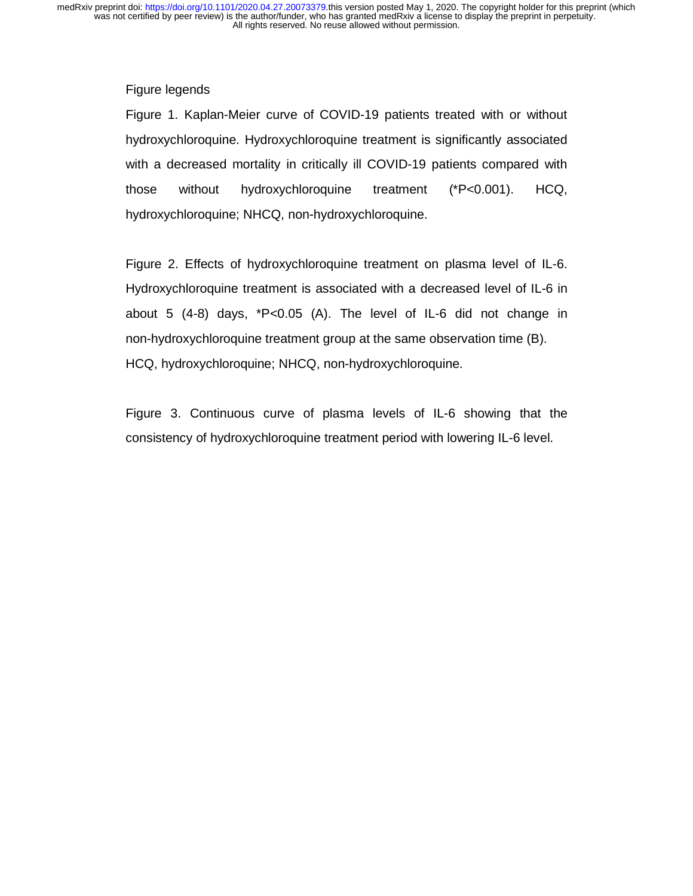Figure legends

Figure 1. Kaplan-Meier curve of COVID-19 patients treated with or without hydroxychloroquine. Hydroxychloroquine treatment is significantly associated with a decreased mortality in critically ill COVID-19 patients compared with those without hydroxychloroquine treatment (*$P<0.001$). HCQ, hydroxychloroquine; NHCQ, non-hydroxychloroquine.

Figure 2. Effects of hydroxychloroquine treatment on plasma level of IL-6. Hydroxychloroquine treatment is associated with a decreased level of IL-6 in about 5 (4-8) days, *$P<0.05$ (A). The level of IL-6 did not change in non-hydroxychloroquine treatment group at the same observation time (B). HCQ, hydroxychloroquine; NHCQ, non-hydroxychloroquine.

Figure 3. Continuous curve of plasma levels of IL-6 showing that the consistency of hydroxychloroquine treatment period with lowering IL-6 level.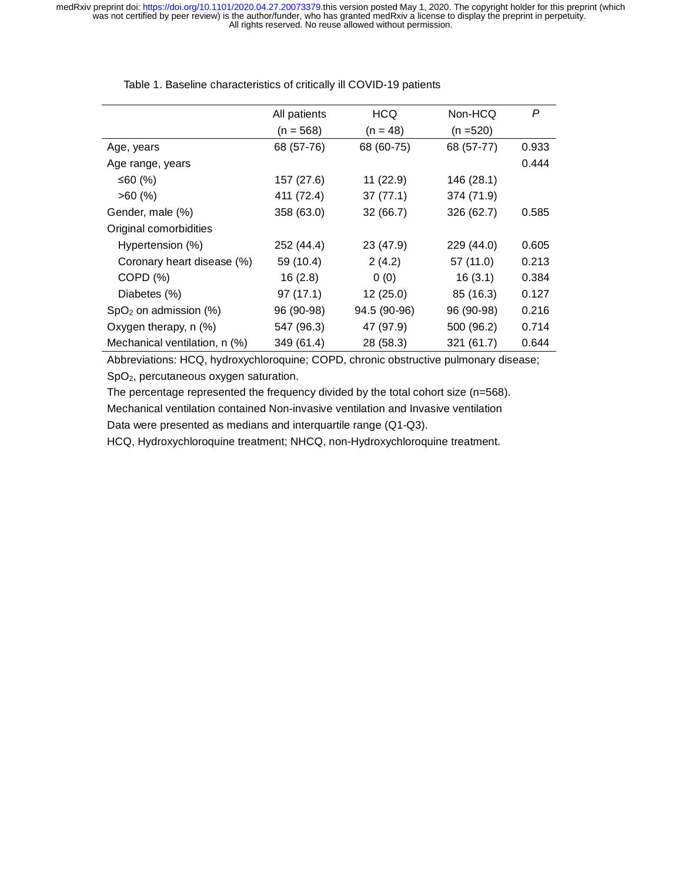Table 1. Baseline characteristics of critically ill COVID-19 patients

| | All patients (n = 568) | HCQ (n = 48) | Non-HCQ (n =520) | *P* |
|---|---|---|---|---|
| Age, years | 68 (57-76) | 68 (60-75) | 68 (57-77) | 0.933 |
| Age range, years | | | | 0.444 |
| ≤60 (%) | 157 (27.6) | 11 (22.9) | 146 (28.1) | |
| >60 (%) | 411 (72.4) | 37 (77.1) | 374 (71.9) | |
| Gender, male (%) | 358 (63.0) | 32 (66.7) | 326 (62.7) | 0.585 |
| Original comorbidities | | | | |
| Hypertension (%) | 252 (44.4) | 23 (47.9) | 229 (44.0) | 0.605 |
| Coronary heart disease (%) | 59 (10.4) | 2 (4.2) | 57 (11.0) | 0.213 |
| COPD (%) | 16 (2.8) | 0 (0) | 16 (3.1) | 0.384 |
| Diabetes (%) | 97 (17.1) | 12 (25.0) | 85 (16.3) | 0.127 |
| $SpO_2$ on admission (%) | 96 (90-98) | 94.5 (90-96) | 96 (90-98) | 0.216 |
| Oxygen therapy, n (%) | 547 (96.3) | 47 (97.9) | 500 (96.2) | 0.714 |
| Mechanical ventilation, n (%) | 349 (61.4) | 28 (58.3) | 321 (61.7) | 0.644 |

Abbreviations: HCQ, hydroxychloroquine; COPD, chronic obstructive pulmonary disease; $SpO_2$, percutaneous oxygen saturation.

The percentage represented the frequency divided by the total cohort size (n=568).

Mechanical ventilation contained Non-invasive ventilation and Invasive ventilation

Data were presented as medians and interquartile range (Q1-Q3).

HCQ, Hydroxychloroquine treatment; NHCQ, non-Hydroxychloroquine treatment.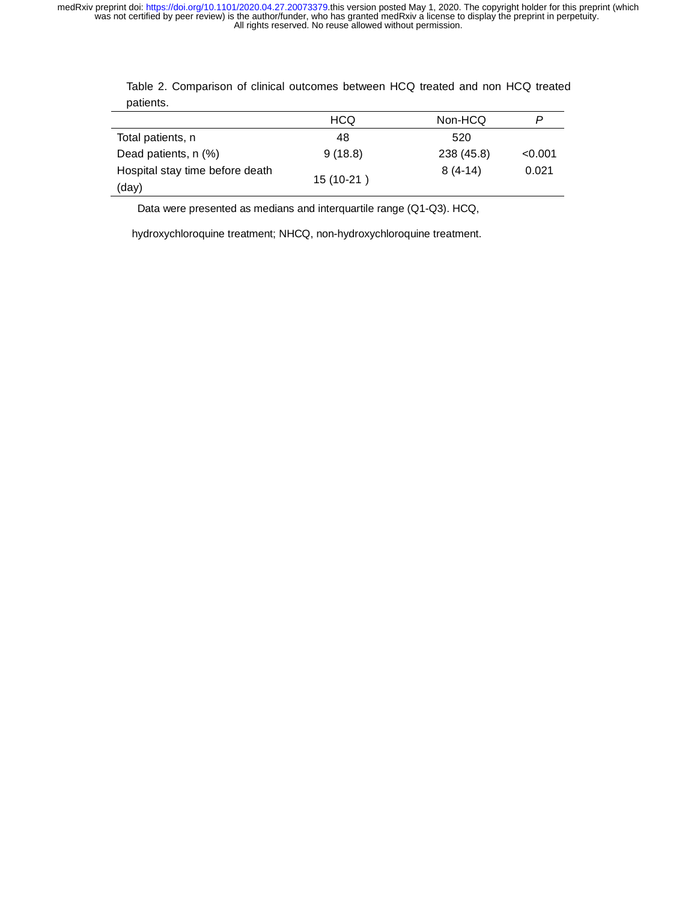Table 2. Comparison of clinical outcomes between HCQ treated and non HCQ treated patients.

| | HCQ | Non-HCQ | *P* |
|---|---|---|---|
| Total patients, n | 48 | 520 | |
| Dead patients, n (%) | 9 (18.8) | 238 (45.8) | <0.001 |
| Hospital stay time before death (day) | 15 (10-21 ) | 8 (4-14) | 0.021 |

Data were presented as medians and interquartile range (Q1-Q3). HCQ, hydroxychloroquine treatment; NHCQ, non-hydroxychloroquine treatment.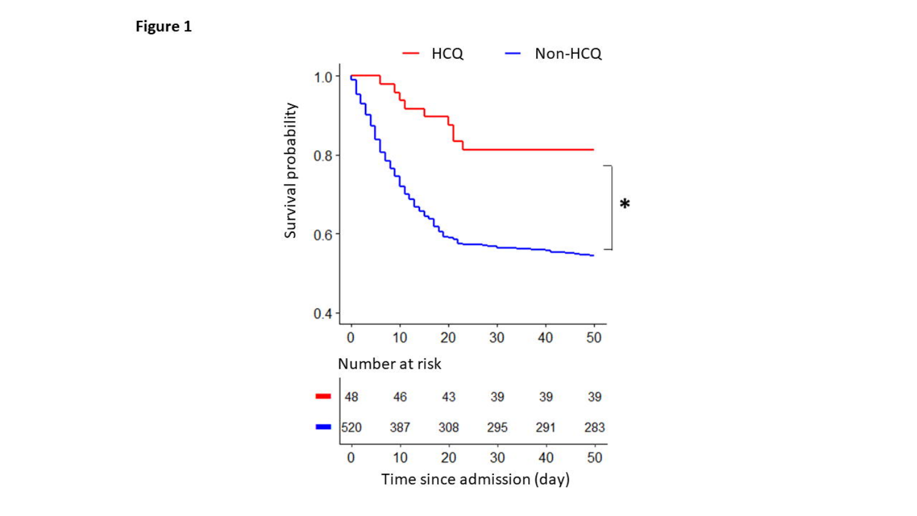**Figure 1**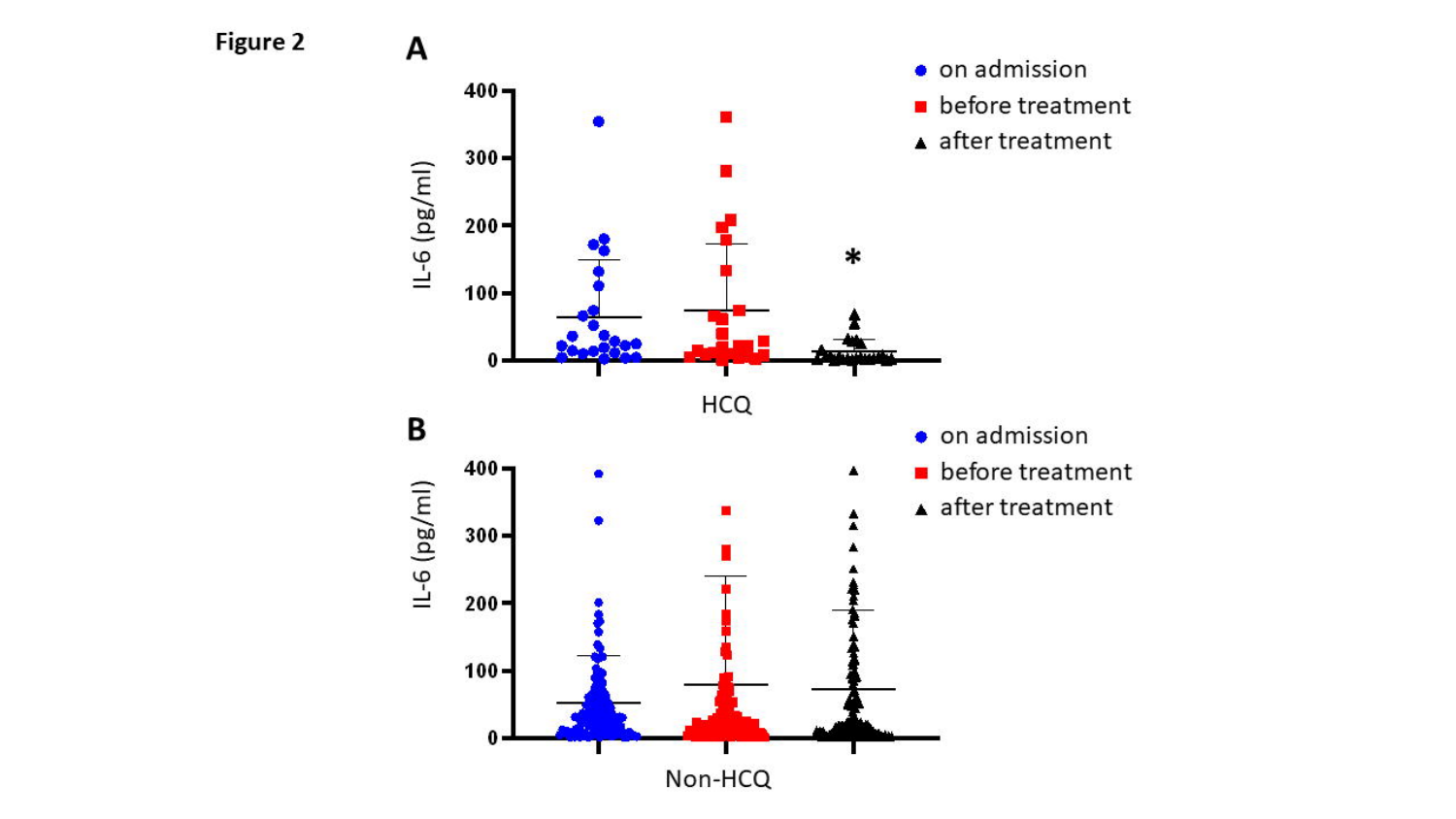**Figure 2**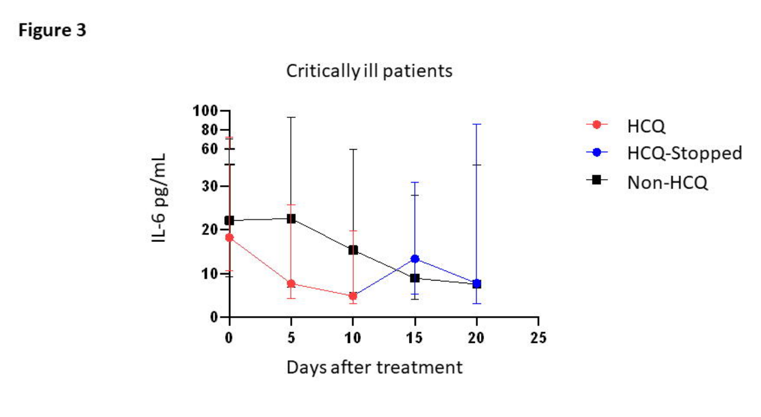**Figure 3**

Critically ill patients

IL-6 pg/mL

100
80
60
30
20
10
0

0
5
10
15
20
25

Days after treatment

HCQ

HCQ-Stopped

Non-HCQ